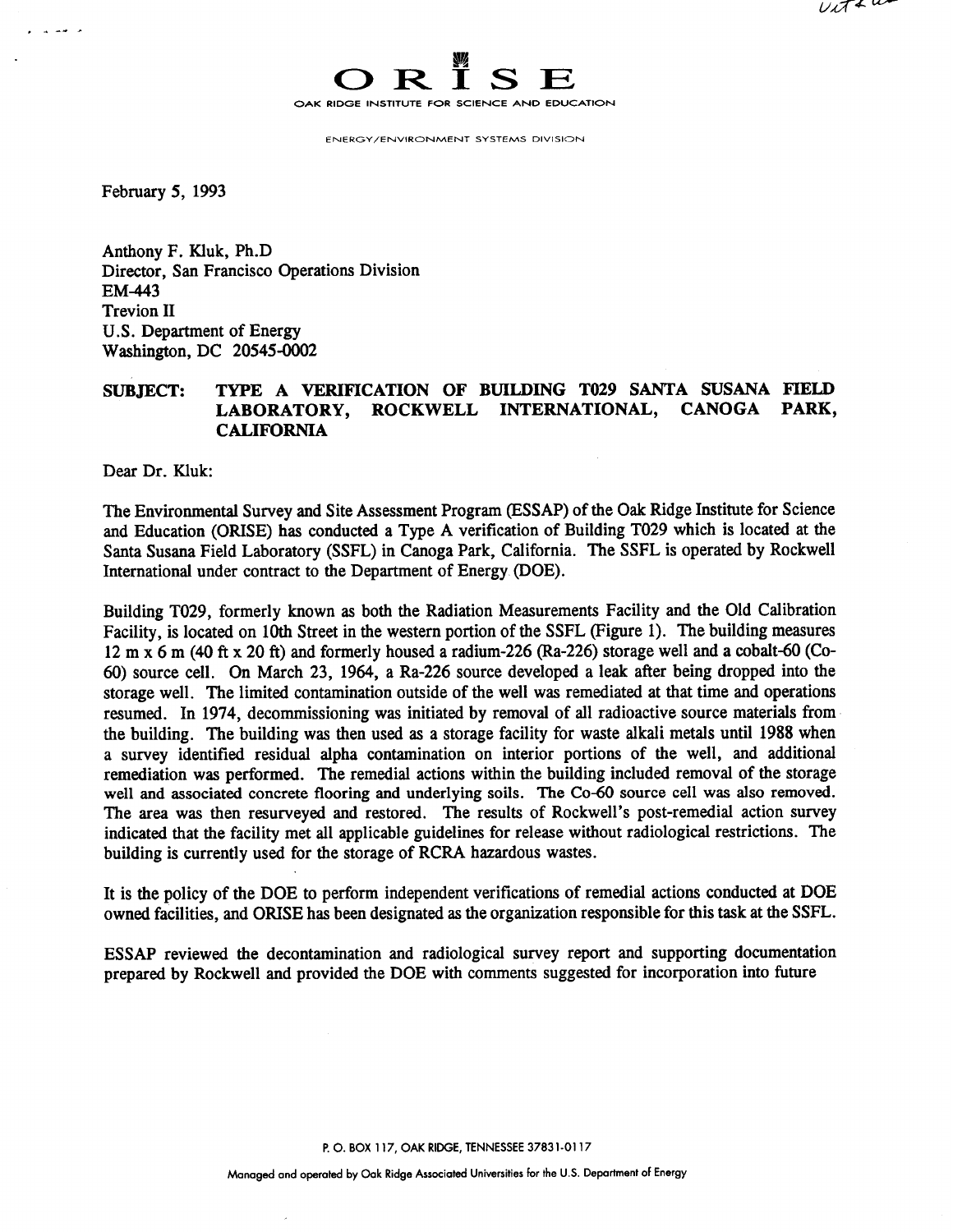# ORISE

OAK RIDGE INSTITUTE FOR SCIENCE AND EDUCATION

ENERGY/ENVIRONMENT SYSTEMS DIVISION

February 5, 1993

Anthony F. Kluk, Ph.D
Director, San Francisco Operations Division
EM-443
Trevion II
U.S. Department of Energy
Washington, DC 20545-0002

**SUBJECT: TYPE A VERIFICATION OF BUILDING T029 SANTA SUSANA FIELD LABORATORY, ROCKWELL INTERNATIONAL, CANOGA PARK, CALIFORNIA**

Dear Dr. Kluk:

The Environmental Survey and Site Assessment Program (ESSAP) of the Oak Ridge Institute for Science and Education (ORISE) has conducted a Type A verification of Building T029 which is located at the Santa Susana Field Laboratory (SSFL) in Canoga Park, California. The SSFL is operated by Rockwell International under contract to the Department of Energy (DOE).

Building T029, formerly known as both the Radiation Measurements Facility and the Old Calibration Facility, is located on 10th Street in the western portion of the SSFL (Figure 1). The building measures 12 m x 6 m (40 ft x 20 ft) and formerly housed a radium-226 (Ra-226) storage well and a cobalt-60 (Co-60) source cell. On March 23, 1964, a Ra-226 source developed a leak after being dropped into the storage well. The limited contamination outside of the well was remediated at that time and operations resumed. In 1974, decommissioning was initiated by removal of all radioactive source materials from the building. The building was then used as a storage facility for waste alkali metals until 1988 when a survey identified residual alpha contamination on interior portions of the well, and additional remediation was performed. The remedial actions within the building included removal of the storage well and associated concrete flooring and underlying soils. The Co-60 source cell was also removed. The area was then resurveyed and restored. The results of Rockwell's post-remedial action survey indicated that the facility met all applicable guidelines for release without radiological restrictions. The building is currently used for the storage of RCRA hazardous wastes.

It is the policy of the DOE to perform independent verifications of remedial actions conducted at DOE owned facilities, and ORISE has been designated as the organization responsible for this task at the SSFL.

ESSAP reviewed the decontamination and radiological survey report and supporting documentation prepared by Rockwell and provided the DOE with comments suggested for incorporation into future

P. O. BOX 117, OAK RIDGE, TENNESSEE 37831-0117

Managed and operated by Oak Ridge Associated Universities for the U.S. Department of Energy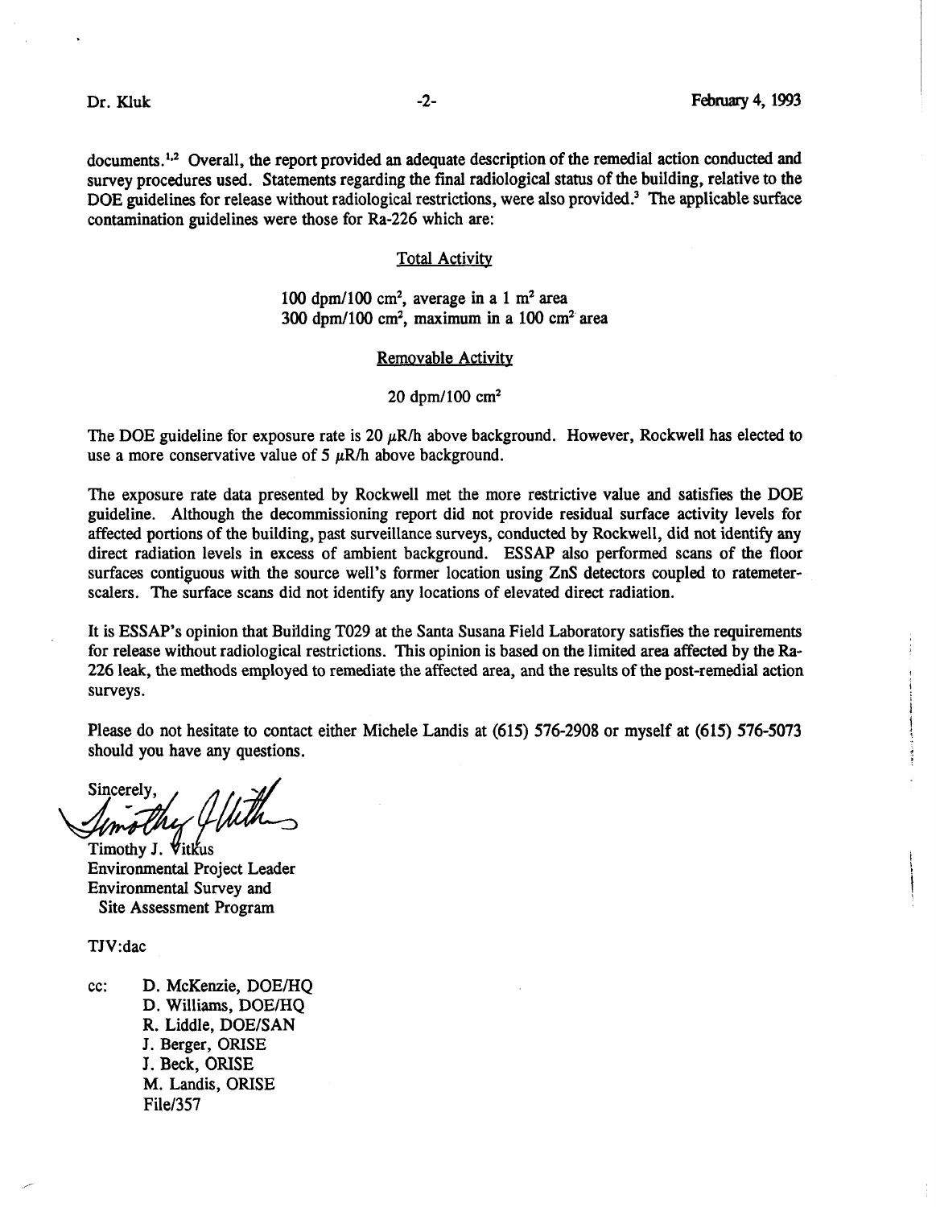documents.[1,2] Overall, the report provided an adequate description of the remedial action conducted and survey procedures used. Statements regarding the final radiological status of the building, relative to the DOE guidelines for release without radiological restrictions, were also provided.[3] The applicable surface contamination guidelines were those for Ra-226 which are:

<u>Total Activity</u>

100 dpm/100 $cm^2$, average in a 1 $m^2$ area
300 dpm/100 $cm^2$, maximum in a 100 $cm^2$ area

<u>Removable Activity</u>

20 dpm/100 $cm^2$

The DOE guideline for exposure rate is 20 $\mu$R/h above background. However, Rockwell has elected to use a more conservative value of 5 $\mu$R/h above background.

The exposure rate data presented by Rockwell met the more restrictive value and satisfies the DOE guideline. Although the decommissioning report did not provide residual surface activity levels for affected portions of the building, past surveillance surveys, conducted by Rockwell, did not identify any direct radiation levels in excess of ambient background. ESSAP also performed scans of the floor surfaces contiguous with the source well's former location using ZnS detectors coupled to ratemeter-scalers. The surface scans did not identify any locations of elevated direct radiation.

It is ESSAP's opinion that Building T029 at the Santa Susana Field Laboratory satisfies the requirements for release without radiological restrictions. This opinion is based on the limited area affected by the Ra-226 leak, the methods employed to remediate the affected area, and the results of the post-remedial action surveys.

Please do not hesitate to contact either Michele Landis at (615) 576-2908 or myself at (615) 576-5073 should you have any questions.

Sincerely,

Timothy J. Vitkus
Environmental Project Leader
Environmental Survey and
Site Assessment Program

TJV:dac

cc: D. McKenzie, DOE/HQ
D. Williams, DOE/HQ
R. Liddle, DOE/SAN
J. Berger, ORISE
J. Beck, ORISE
M. Landis, ORISE
File/357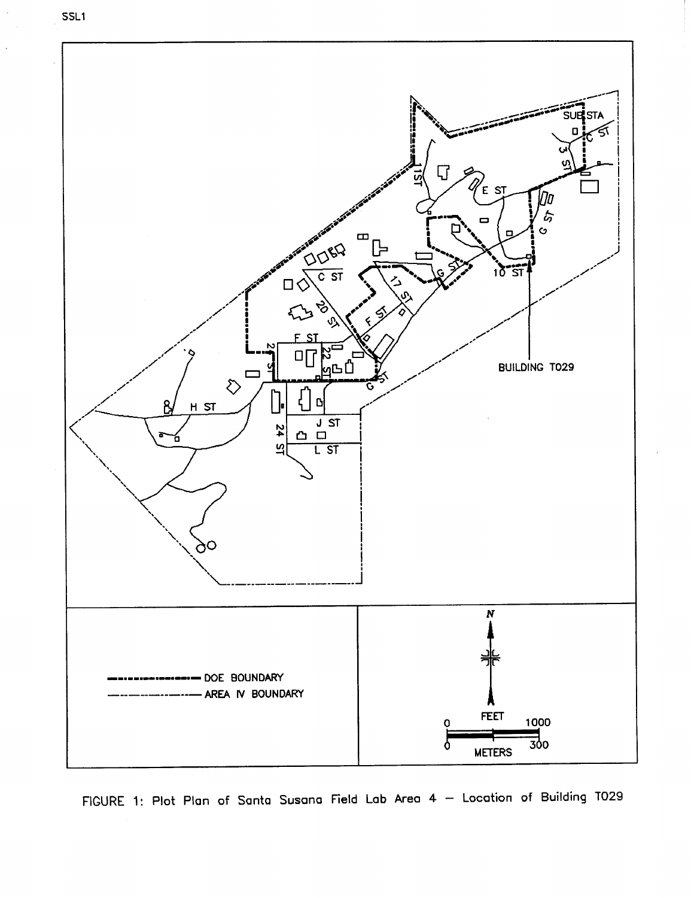DOE BOUNDARY

AREA IV BOUNDARY

BUILDING T029

FEET 0 1000

METERS 0 300

FIGURE 1: Plot Plan of Santa Susana Field Lab Area 4 – Location of Building T029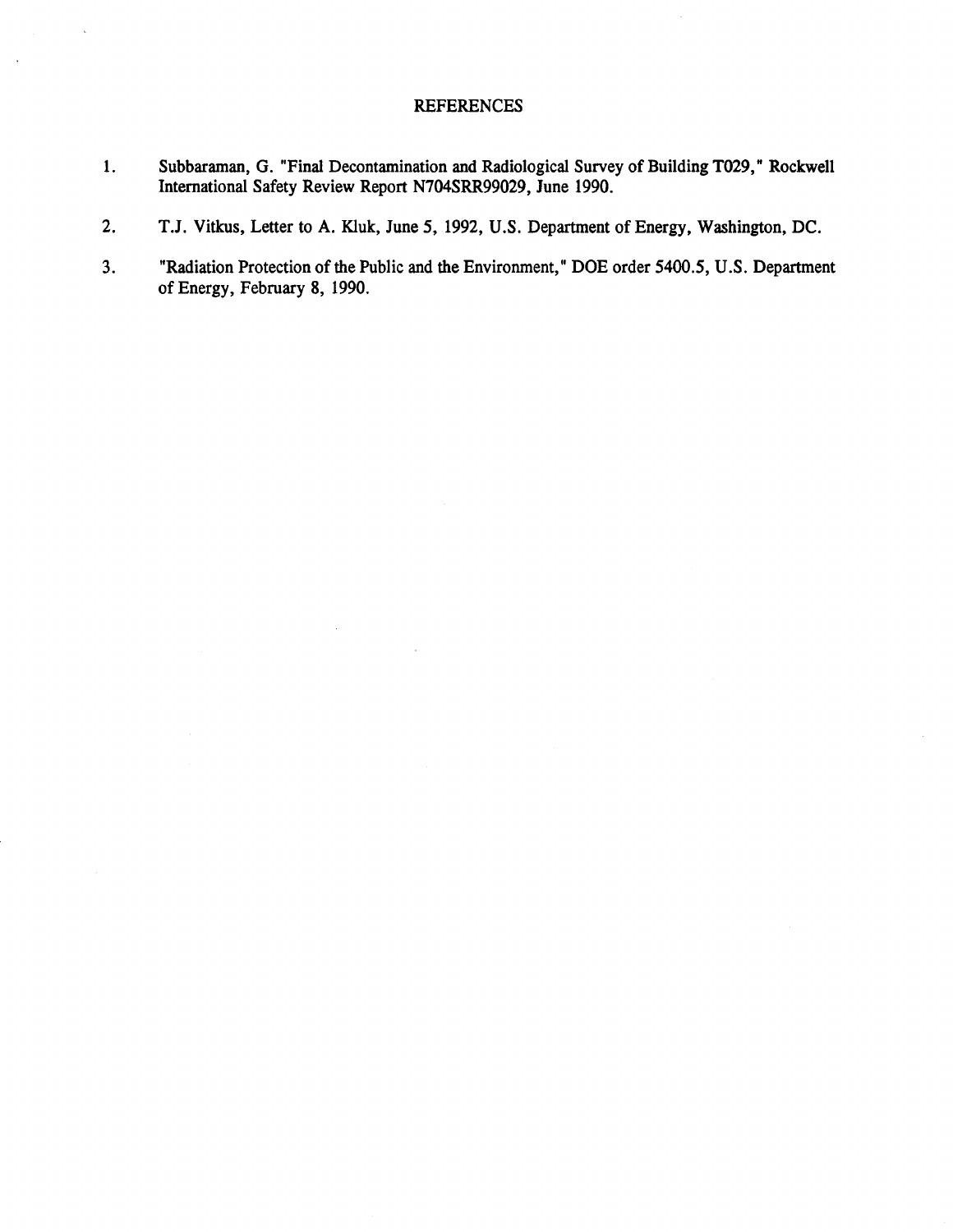# REFERENCES

1. Subbaraman, G. "Final Decontamination and Radiological Survey of Building T029," Rockwell International Safety Review Report N704SRR99029, June 1990.

2. T.J. Vitkus, Letter to A. Kluk, June 5, 1992, U.S. Department of Energy, Washington, DC.

3. "Radiation Protection of the Public and the Environment," DOE order 5400.5, U.S. Department of Energy, February 8, 1990.